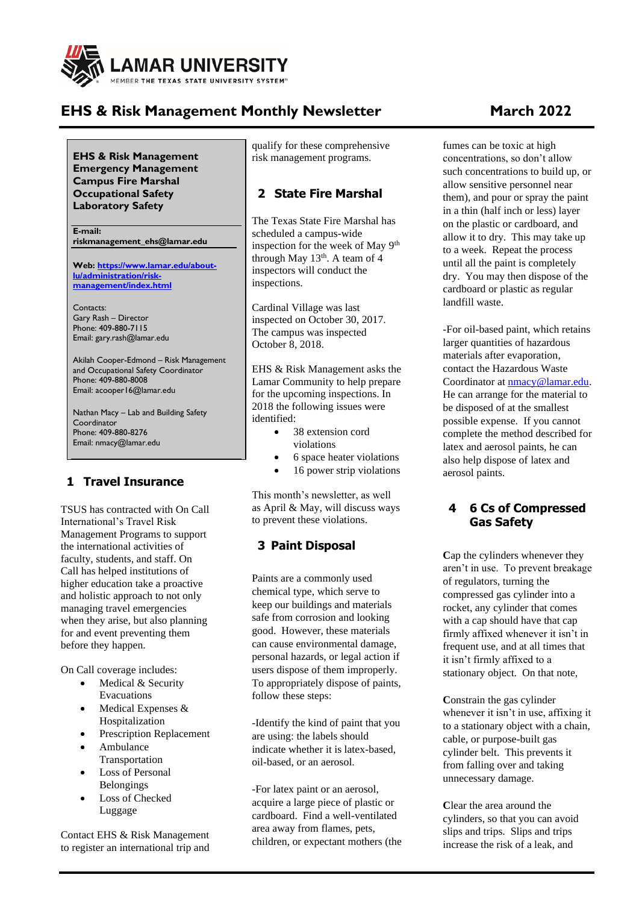# EHS & Risk Management Monthly Newsletter

**March 2022**

**EHS & Risk Management**
**Emergency Management**
**Campus Fire Marshal**
**Occupational Safety**
**Laboratory Safety**

**E-mail:**
**riskmanagement_ehs@lamar.edu**

**Web: [https://www.lamar.edu/about-lu/administration/risk-management/index.html](https://www.lamar.edu/about-lu/administration/risk-management/index.html)**

Contacts:
Gary Rash – Director
Phone: 409-880-7115
Email: gary.rash@lamar.edu

Akilah Cooper-Edmond – Risk Management and Occupational Safety Coordinator
Phone: 409-880-8008
Email: acooper16@lamar.edu

Nathan Macy – Lab and Building Safety Coordinator
Phone: 409-880-8276
Email: nmacy@lamar.edu

## 1 Travel Insurance

TSUS has contracted with On Call International's Travel Risk Management Programs to support the international activities of faculty, students, and staff. On Call has helped institutions of higher education take a proactive and holistic approach to not only managing travel emergencies when they arise, but also planning for and event preventing them before they happen.

On Call coverage includes:

- Medical & Security Evacuations
- Medical Expenses & Hospitalization
- Prescription Replacement
- Ambulance Transportation
- Loss of Personal Belongings
- Loss of Checked Luggage

Contact EHS & Risk Management to register an international trip and qualify for these comprehensive risk management programs.

## 2 State Fire Marshal

The Texas State Fire Marshal has scheduled a campus-wide inspection for the week of May 9th through May 13th. A team of 4 inspectors will conduct the inspections.

Cardinal Village was last inspected on October 30, 2017. The campus was inspected October 8, 2018.

EHS & Risk Management asks the Lamar Community to help prepare for the upcoming inspections. In 2018 the following issues were identified:

- 38 extension cord violations
- 6 space heater violations
- 16 power strip violations

This month's newsletter, as well as April & May, will discuss ways to prevent these violations.

## 3 Paint Disposal

Paints are a commonly used chemical type, which serve to keep our buildings and materials safe from corrosion and looking good. However, these materials can cause environmental damage, personal hazards, or legal action if users dispose of them improperly. To appropriately dispose of paints, follow these steps:

-Identify the kind of paint that you are using: the labels should indicate whether it is latex-based, oil-based, or an aerosol.

-For latex paint or an aerosol, acquire a large piece of plastic or cardboard. Find a well-ventilated area away from flames, pets, children, or expectant mothers (the fumes can be toxic at high concentrations, so don't allow such concentrations to build up, or allow sensitive personnel near them), and pour or spray the paint in a thin (half inch or less) layer on the plastic or cardboard, and allow it to dry. This may take up to a week. Repeat the process until all the paint is completely dry. You may then dispose of the cardboard or plastic as regular landfill waste.

-For oil-based paint, which retains larger quantities of hazardous materials after evaporation, contact the Hazardous Waste Coordinator at [nmacy@lamar.edu](mailto:nmacy@lamar.edu). He can arrange for the material to be disposed of at the smallest possible expense. If you cannot complete the method described for latex and aerosol paints, he can also help dispose of latex and aerosol paints.

## 4 6 Cs of Compressed Gas Safety

**C**ap the cylinders whenever they aren't in use. To prevent breakage of regulators, turning the compressed gas cylinder into a rocket, any cylinder that comes with a cap should have that cap firmly affixed whenever it isn't in frequent use, and at all times that it isn't firmly affixed to a stationary object. On that note,

**C**onstrain the gas cylinder whenever it isn't in use, affixing it to a stationary object with a chain, cable, or purpose-built gas cylinder belt. This prevents it from falling over and taking unnecessary damage.

**C**lear the area around the cylinders, so that you can avoid slips and trips. Slips and trips increase the risk of a leak, and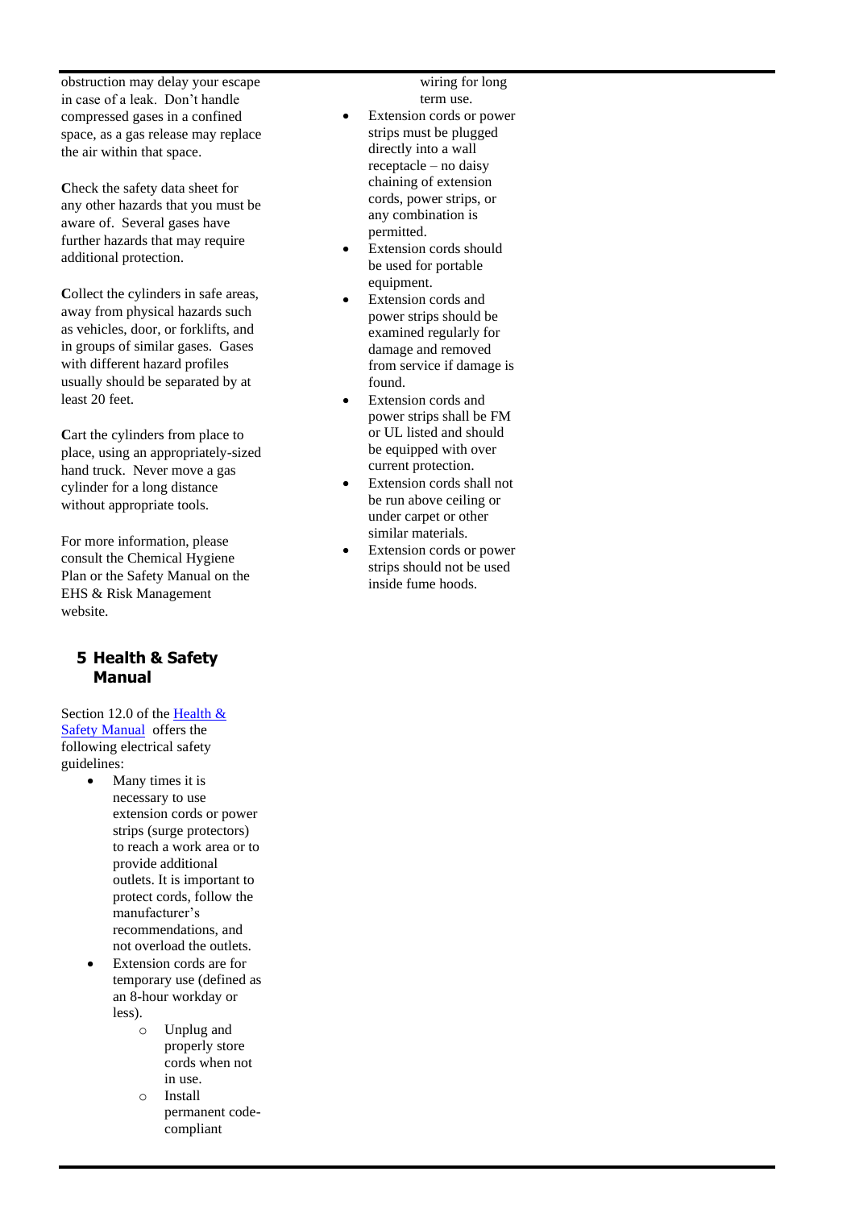obstruction may delay your escape in case of a leak. Don't handle compressed gases in a confined space, as a gas release may replace the air within that space.

**C**heck the safety data sheet for any other hazards that you must be aware of. Several gases have further hazards that may require additional protection.

**C**ollect the cylinders in safe areas, away from physical hazards such as vehicles, door, or forklifts, and in groups of similar gases. Gases with different hazard profiles usually should be separated by at least 20 feet.

**C**art the cylinders from place to place, using an appropriately-sized hand truck. Never move a gas cylinder for a long distance without appropriate tools.

For more information, please consult the Chemical Hygiene Plan or the Safety Manual on the EHS & Risk Management website.

## 5 Health & Safety Manual

Section 12.0 of the Health & Safety Manual offers the following electrical safety guidelines:

- Many times it is necessary to use extension cords or power strips (surge protectors) to reach a work area or to provide additional outlets. It is important to protect cords, follow the manufacturer's recommendations, and not overload the outlets.
- Extension cords are for temporary use (defined as an 8-hour workday or less).
  - Unplug and properly store cords when not in use.
  - Install permanent code-compliant wiring for long term use.
- Extension cords or power strips must be plugged directly into a wall receptacle – no daisy chaining of extension cords, power strips, or any combination is permitted.
- Extension cords should be used for portable equipment.
- Extension cords and power strips should be examined regularly for damage and removed from service if damage is found.
- Extension cords and power strips shall be FM or UL listed and should be equipped with over current protection.
- Extension cords shall not be run above ceiling or under carpet or other similar materials.
- Extension cords or power strips should not be used inside fume hoods.